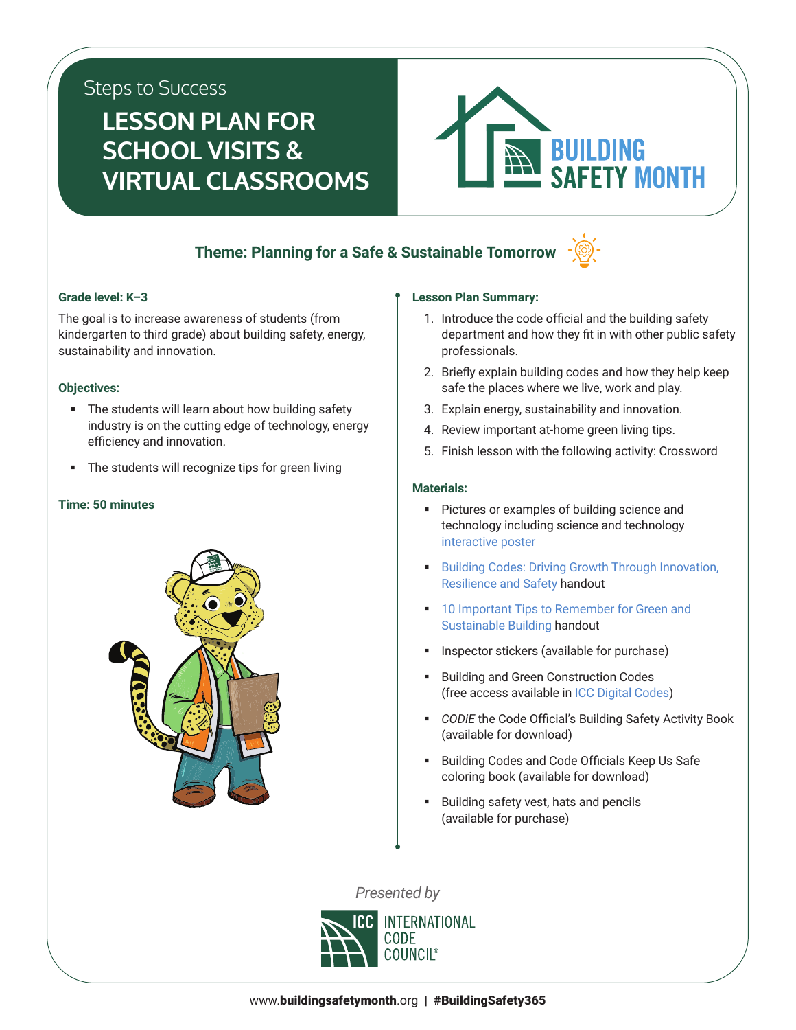Steps to Success

# LESSON PLAN FOR SCHOOL VISITS & VIRTUAL CLASSROOMS

BUILDING SAFETY MONTH

## Theme: Planning for a Safe & Sustainable Tomorrow

**Grade level: K–3**

The goal is to increase awareness of students (from kindergarten to third grade) about building safety, energy, sustainability and innovation.

**Objectives:**

- The students will learn about how building safety industry is on the cutting edge of technology, energy efficiency and innovation.
- The students will recognize tips for green living

**Time: 50 minutes**

**Lesson Plan Summary:**

1. Introduce the code official and the building safety department and how they fit in with other public safety professionals.
2. Briefly explain building codes and how they help keep safe the places where we live, work and play.
3. Explain energy, sustainability and innovation.
4. Review important at-home green living tips.
5. Finish lesson with the following activity: Crossword

**Materials:**

- Pictures or examples of building science and technology including science and technology interactive poster
- Building Codes: Driving Growth Through Innovation, Resilience and Safety handout
- 10 Important Tips to Remember for Green and Sustainable Building handout
- Inspector stickers (available for purchase)
- Building and Green Construction Codes (free access available in ICC Digital Codes)
- *CODiE* the Code Official's Building Safety Activity Book (available for download)
- Building Codes and Code Officials Keep Us Safe coloring book (available for download)
- Building safety vest, hats and pencils (available for purchase)

*Presented by*

ICC INTERNATIONAL CODE COUNCIL®

www.buildingsafetymonth.org | #BuildingSafety365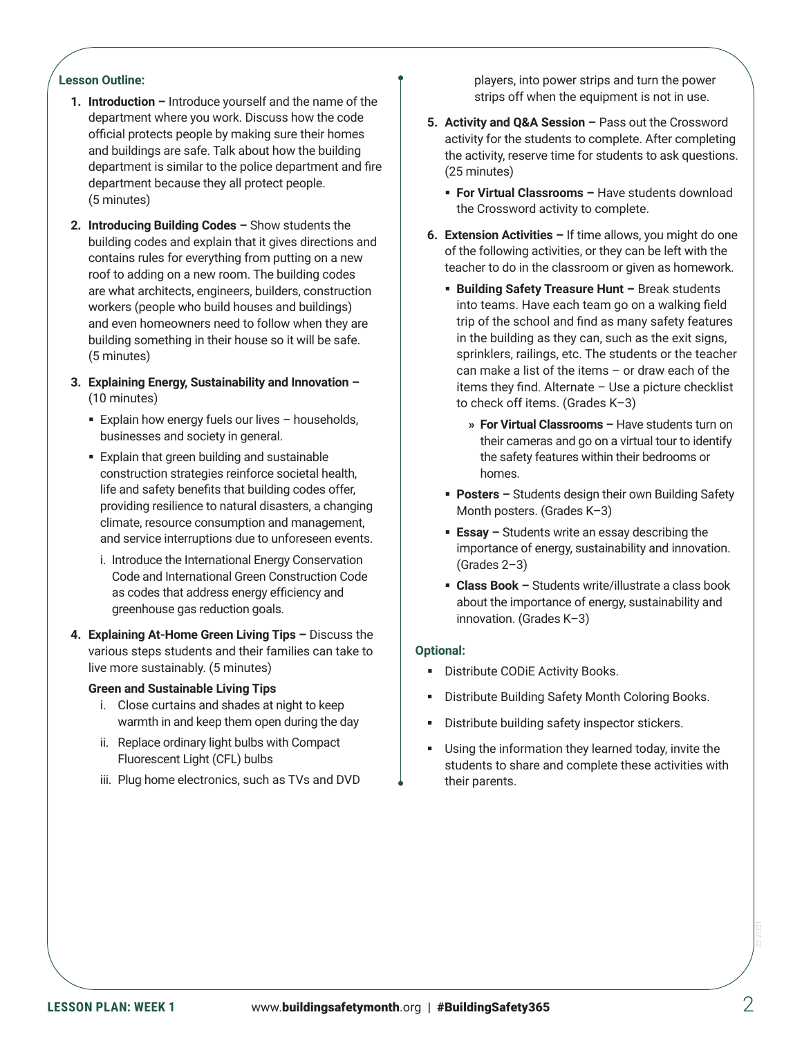**Lesson Outline:**

1. **Introduction –** Introduce yourself and the name of the department where you work. Discuss how the code official protects people by making sure their homes and buildings are safe. Talk about how the building department is similar to the police department and fire department because they all protect people. (5 minutes)

2. **Introducing Building Codes –** Show students the building codes and explain that it gives directions and contains rules for everything from putting on a new roof to adding on a new room. The building codes are what architects, engineers, builders, construction workers (people who build houses and buildings) and even homeowners need to follow when they are building something in their house so it will be safe. (5 minutes)

3. **Explaining Energy, Sustainability and Innovation –** (10 minutes)
   - Explain how energy fuels our lives – households, businesses and society in general.
   - Explain that green building and sustainable construction strategies reinforce societal health, life and safety benefits that building codes offer, providing resilience to natural disasters, a changing climate, resource consumption and management, and service interruptions due to unforeseen events.
     i. Introduce the International Energy Conservation Code and International Green Construction Code as codes that address energy efficiency and greenhouse gas reduction goals.

4. **Explaining At-Home Green Living Tips –** Discuss the various steps students and their families can take to live more sustainably. (5 minutes)

   **Green and Sustainable Living Tips**

   i. Close curtains and shades at night to keep warmth in and keep them open during the day

   ii. Replace ordinary light bulbs with Compact Fluorescent Light (CFL) bulbs

   iii. Plug home electronics, such as TVs and DVD players, into power strips and turn the power strips off when the equipment is not in use.

5. **Activity and Q&A Session –** Pass out the Crossword activity for the students to complete. After completing the activity, reserve time for students to ask questions. (25 minutes)
   - **For Virtual Classrooms –** Have students download the Crossword activity to complete.

6. **Extension Activities –** If time allows, you might do one of the following activities, or they can be left with the teacher to do in the classroom or given as homework.
   - **Building Safety Treasure Hunt –** Break students into teams. Have each team go on a walking field trip of the school and find as many safety features in the building as they can, such as the exit signs, sprinklers, railings, etc. The students or the teacher can make a list of the items – or draw each of the items they find. Alternate – Use a picture checklist to check off items. (Grades K–3)
     - **For Virtual Classrooms –** Have students turn on their cameras and go on a virtual tour to identify the safety features within their bedrooms or homes.
   - **Posters –** Students design their own Building Safety Month posters. (Grades K–3)
   - **Essay –** Students write an essay describing the importance of energy, sustainability and innovation. (Grades 2–3)
   - **Class Book –** Students write/illustrate a class book about the importance of energy, sustainability and innovation. (Grades K–3)

**Optional:**

- Distribute CODiE Activity Books.
- Distribute Building Safety Month Coloring Books.
- Distribute building safety inspector stickers.
- Using the information they learned today, invite the students to share and complete these activities with their parents.